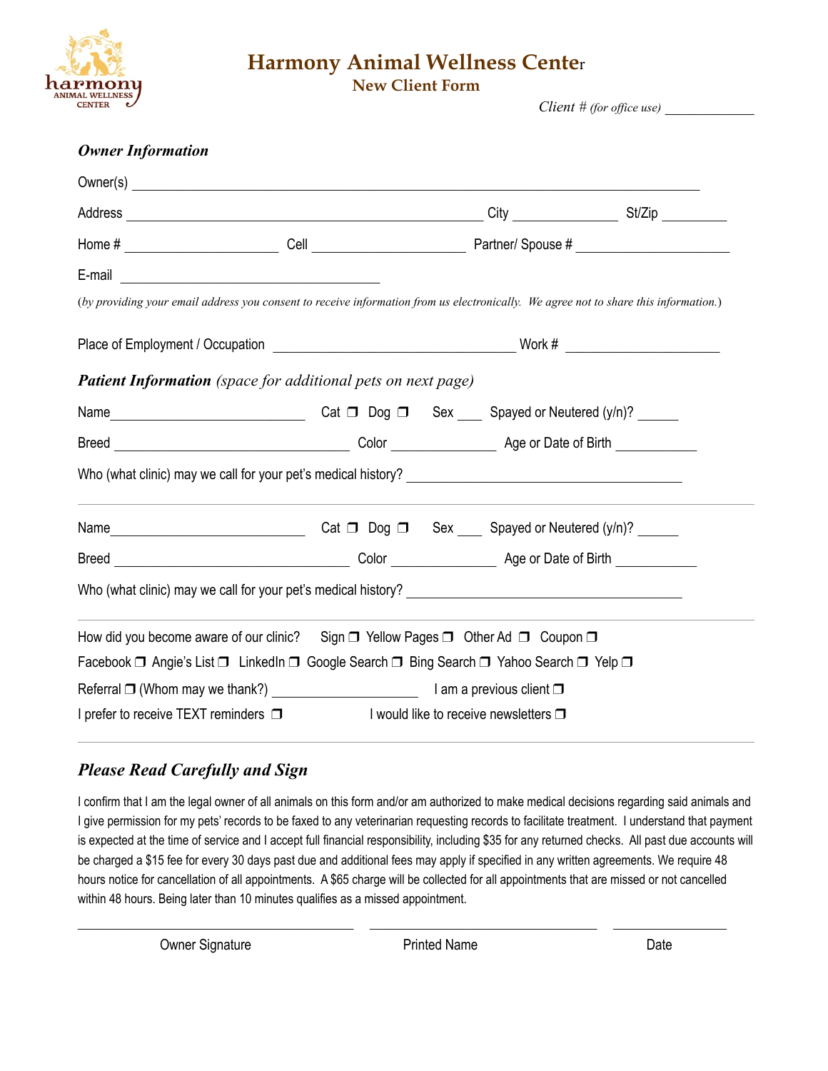# Harmony Animal Wellness Center

## New Client Form

*Client # (for office use)* ____________

### *Owner Information*

Owner(s) ______________________________________________________________________

Address ______________________________________________ City ______________ St/Zip _________

Home # ____________________ Cell ____________________ Partner/ Spouse # ____________________

E-mail __________________________________

(*by providing your email address you consent to receive information from us electronically. We agree not to share this information.*)

Place of Employment / Occupation ________________________________ Work # ____________________

### *Patient Information* *(space for additional pets on next page)*

Name_________________________ Cat ❒ Dog ❒ Sex ___ Spayed or Neutered (y/n)? _____

Breed ______________________________ Color ______________ Age or Date of Birth ___________

Who (what clinic) may we call for your pet's medical history? ____________________________________

---

Name_________________________ Cat ❒ Dog ❒ Sex ___ Spayed or Neutered (y/n)? _____

Breed ______________________________ Color ______________ Age or Date of Birth ___________

Who (what clinic) may we call for your pet's medical history? ____________________________________

---

How did you become aware of our clinic? Sign ❒ Yellow Pages ❒ Other Ad ❒ Coupon ❒

Facebook ❒ Angie's List ❒ LinkedIn ❒ Google Search ❒ Bing Search ❒ Yahoo Search ❒ Yelp ❒

Referral ❒ (Whom may we thank?) ____________________ I am a previous client ❒

I prefer to receive TEXT reminders ❒ I would like to receive newsletters ❒

---

### *Please Read Carefully and Sign*

I confirm that I am the legal owner of all animals on this form and/or am authorized to make medical decisions regarding said animals and I give permission for my pets' records to be faxed to any veterinarian requesting records to facilitate treatment. I understand that payment is expected at the time of service and I accept full financial responsibility, including $35 for any returned checks. All past due accounts will be charged a $15 fee for every 30 days past due and additional fees may apply if specified in any written agreements. We require 48 hours notice for cancellation of all appointments. A $65 charge will be collected for all appointments that are missed or not cancelled within 48 hours. Being later than 10 minutes qualifies as a missed appointment.

____________________________________ ______________________________ _______________

Owner Signature Printed Name Date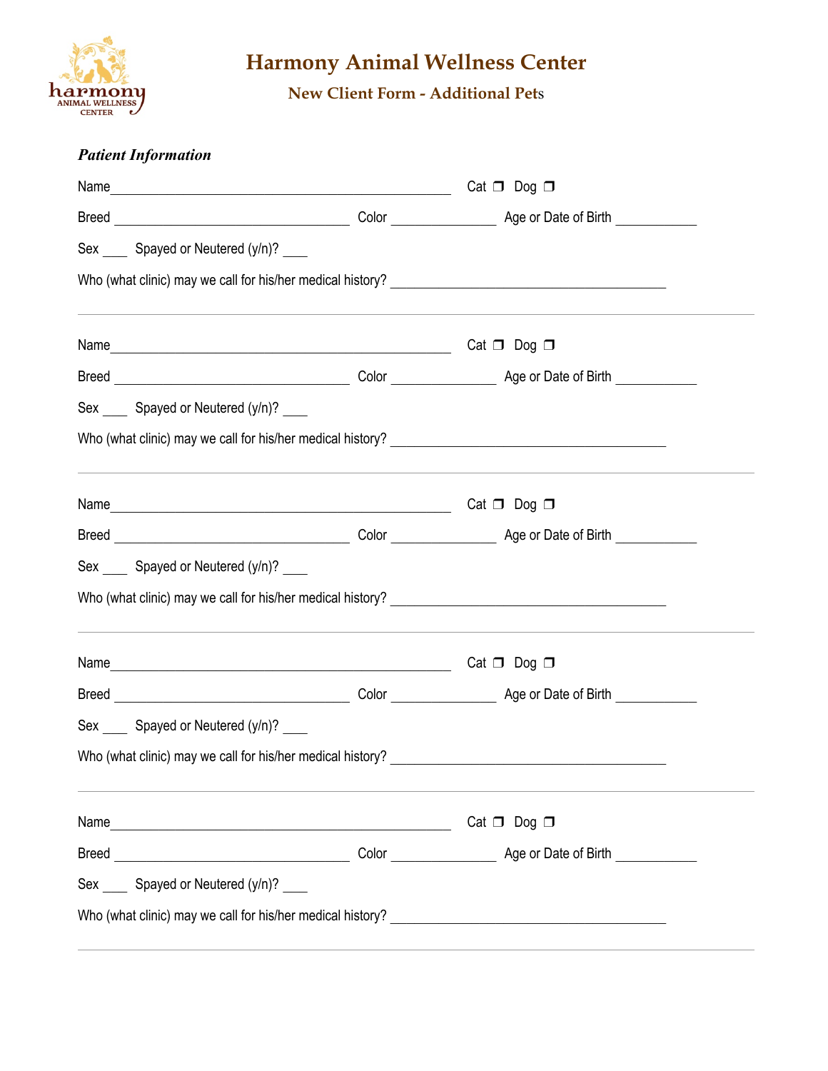# Harmony Animal Wellness Center

## New Client Form - Additional Pets

***Patient Information***

Name________________________________________ Cat ❐ Dog ❐

Breed ____________________________ Color ____________ Age or Date of Birth __________

Sex ___ Spayed or Neutered (y/n)? ___

Who (what clinic) may we call for his/her medical history? ________________________________

---

Name________________________________________ Cat ❐ Dog ❐

Breed ____________________________ Color ____________ Age or Date of Birth __________

Sex ___ Spayed or Neutered (y/n)? ___

Who (what clinic) may we call for his/her medical history? ________________________________

---

Name________________________________________ Cat ❐ Dog ❐

Breed ____________________________ Color ____________ Age or Date of Birth __________

Sex ___ Spayed or Neutered (y/n)? ___

Who (what clinic) may we call for his/her medical history? ________________________________

---

Name________________________________________ Cat ❐ Dog ❐

Breed ____________________________ Color ____________ Age or Date of Birth __________

Sex ___ Spayed or Neutered (y/n)? ___

Who (what clinic) may we call for his/her medical history? ________________________________

---

Name________________________________________ Cat ❐ Dog ❐

Breed ____________________________ Color ____________ Age or Date of Birth __________

Sex ___ Spayed or Neutered (y/n)? ___

Who (what clinic) may we call for his/her medical history? ________________________________

---